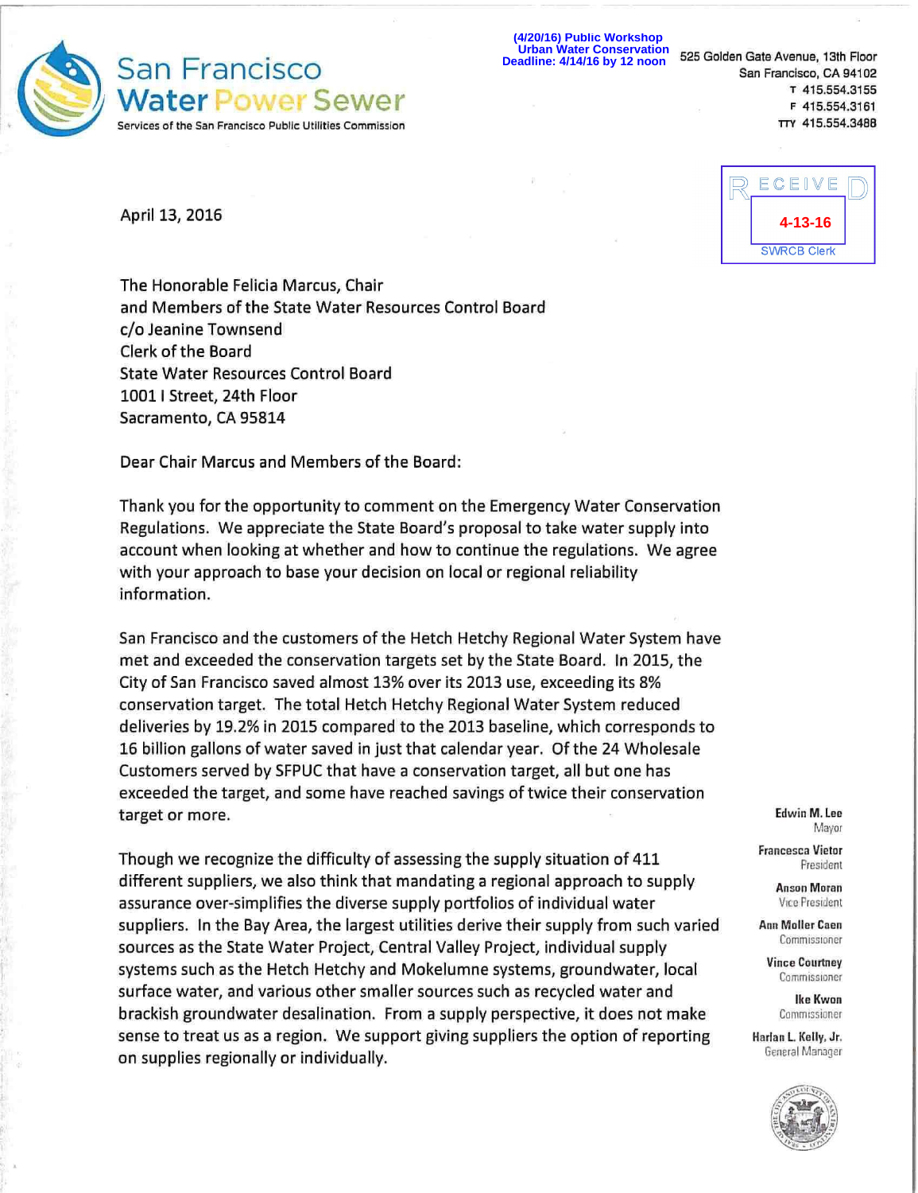**San Francisco Water Power Sewer**
Services of the San Francisco Public Utilities Commission

(4/20/16) Public Workshop
Urban Water Conservation
Deadline: 4/14/16 by 12 noon

525 Golden Gate Avenue, 13th Floor
San Francisco, CA 94102
T 415.554.3155
F 415.554.3161
TTY 415.554.3488

RECEIVED
4-13-16
SWRCB Clerk

April 13, 2016

The Honorable Felicia Marcus, Chair
and Members of the State Water Resources Control Board
c/o Jeanine Townsend
Clerk of the Board
State Water Resources Control Board
1001 I Street, 24th Floor
Sacramento, CA 95814

Dear Chair Marcus and Members of the Board:

Thank you for the opportunity to comment on the Emergency Water Conservation Regulations. We appreciate the State Board's proposal to take water supply into account when looking at whether and how to continue the regulations. We agree with your approach to base your decision on local or regional reliability information.

San Francisco and the customers of the Hetch Hetchy Regional Water System have met and exceeded the conservation targets set by the State Board. In 2015, the City of San Francisco saved almost 13% over its 2013 use, exceeding its 8% conservation target. The total Hetch Hetchy Regional Water System reduced deliveries by 19.2% in 2015 compared to the 2013 baseline, which corresponds to 16 billion gallons of water saved in just that calendar year. Of the 24 Wholesale Customers served by SFPUC that have a conservation target, all but one has exceeded the target, and some have reached savings of twice their conservation target or more.

Though we recognize the difficulty of assessing the supply situation of 411 different suppliers, we also think that mandating a regional approach to supply assurance over-simplifies the diverse supply portfolios of individual water suppliers. In the Bay Area, the largest utilities derive their supply from such varied sources as the State Water Project, Central Valley Project, individual supply systems such as the Hetch Hetchy and Mokelumne systems, groundwater, local surface water, and various other smaller sources such as recycled water and brackish groundwater desalination. From a supply perspective, it does not make sense to treat us as a region. We support giving suppliers the option of reporting on supplies regionally or individually.

**Edwin M. Lee**
Mayor

**Francesca Vietor**
President

**Anson Moran**
Vice President

**Ann Moller Caen**
Commissioner

**Vince Courtney**
Commissioner

**Ike Kwon**
Commissioner

**Harlan L. Kelly, Jr.**
General Manager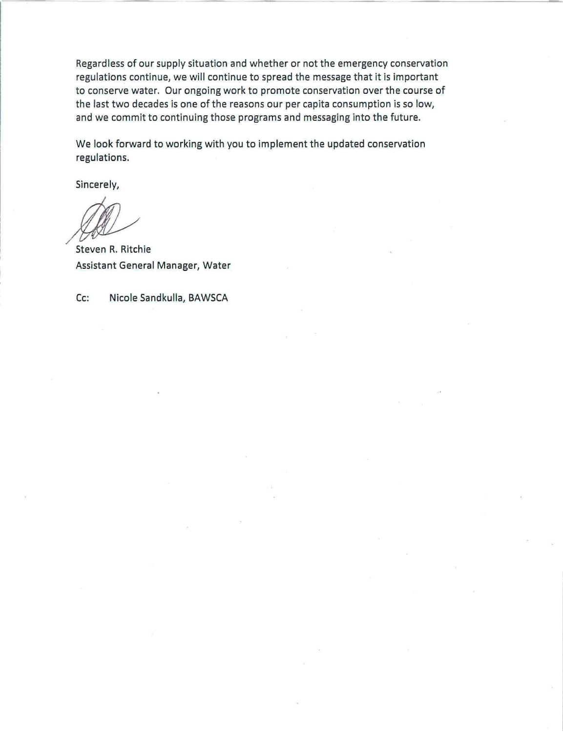Regardless of our supply situation and whether or not the emergency conservation regulations continue, we will continue to spread the message that it is important to conserve water. Our ongoing work to promote conservation over the course of the last two decades is one of the reasons our per capita consumption is so low, and we commit to continuing those programs and messaging into the future.

We look forward to working with you to implement the updated conservation regulations.

Sincerely,

Steven R. Ritchie
Assistant General Manager, Water

Cc: Nicole Sandkulla, BAWSCA